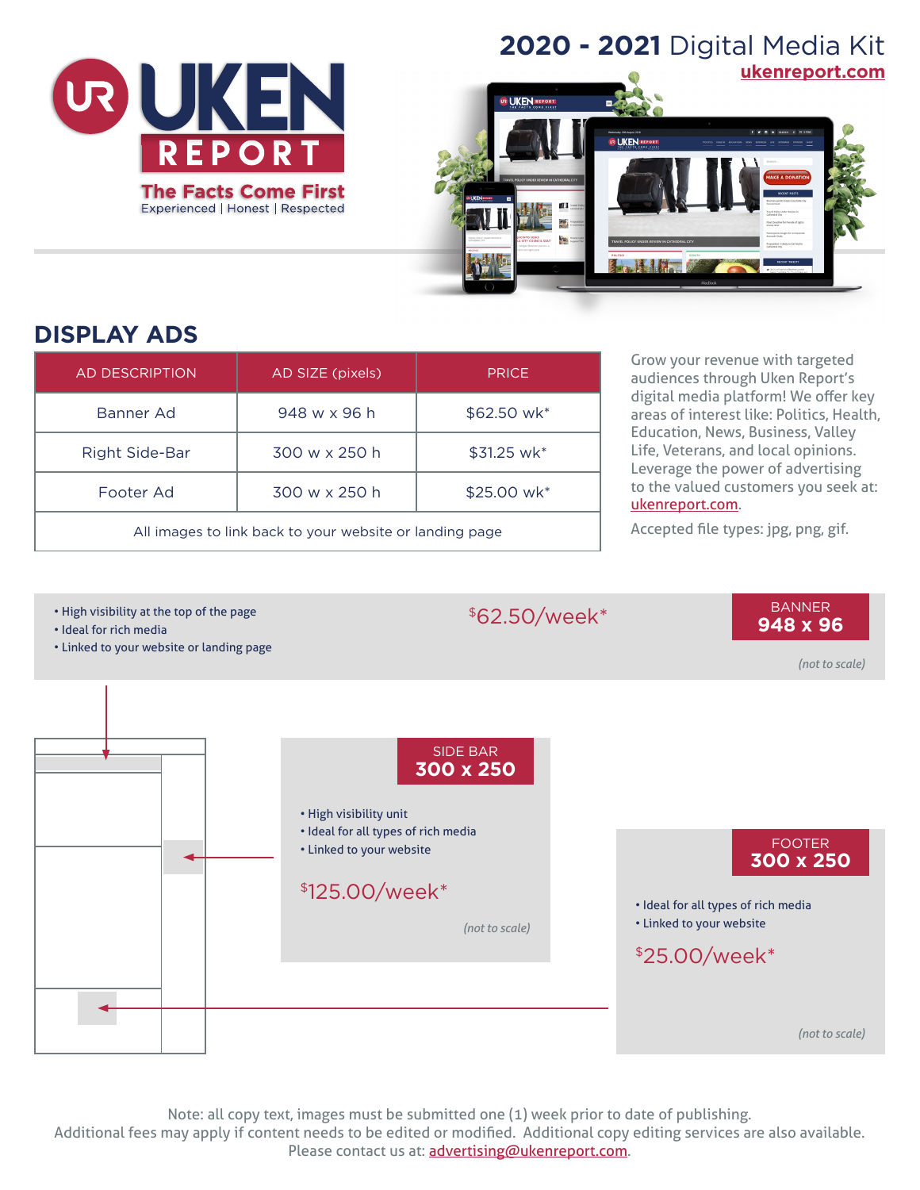# 2020 - 2021 Digital Media Kit

ukenreport.com

UR UKEN REPORT

The Facts Come First

Experienced | Honest | Respected

## DISPLAY ADS

| AD DESCRIPTION | AD SIZE (pixels) | PRICE |
|---|---|---|
| Banner Ad | 948 w x 96 h | $62.50 wk* |
| Right Side-Bar | 300 w x 250 h | $31.25 wk* |
| Footer Ad | 300 w x 250 h | $25.00 wk* |
| All images to link back to your website or landing page | | |

Grow your revenue with targeted audiences through Uken Report's digital media platform! We offer key areas of interest like: Politics, Health, Education, News, Business, Valley Life, Veterans, and local opinions. Leverage the power of advertising to the valued customers you seek at: ukenreport.com.

Accepted file types: jpg, png, gif.

### BANNER 948 x 96

- High visibility at the top of the page
- Ideal for rich media
- Linked to your website or landing page

$62.50/week*

*(not to scale)*

### SIDE BAR 300 x 250

- High visibility unit
- Ideal for all types of rich media
- Linked to your website

$125.00/week*

*(not to scale)*

### FOOTER 300 x 250

- Ideal for all types of rich media
- Linked to your website

$25.00/week*

*(not to scale)*

Note: all copy text, images must be submitted one (1) week prior to date of publishing.
Additional fees may apply if content needs to be edited or modified. Additional copy editing services are also available.
Please contact us at: advertising@ukenreport.com.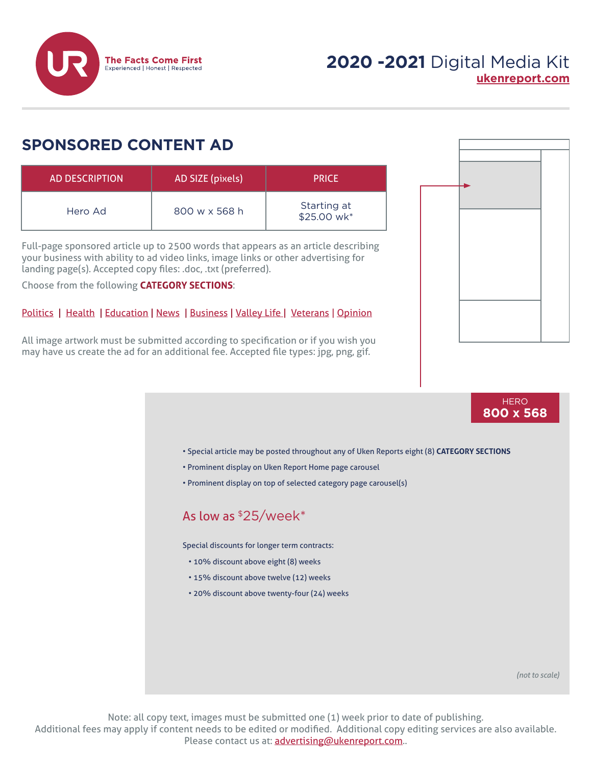The Facts Come First
Experienced | Honest | Respected

# 2020 -2021 Digital Media Kit

ukenreport.com

## SPONSORED CONTENT AD

| AD DESCRIPTION | AD SIZE (pixels) | PRICE |
|---|---|---|
| Hero Ad | 800 w x 568 h | Starting at $25.00 wk* |

Full-page sponsored article up to 2500 words that appears as an article describing your business with ability to ad video links, image links or other advertising for landing page(s). Accepted copy files: .doc, .txt (preferred).

Choose from the following **CATEGORY SECTIONS**:

Politics | Health | Education | News | Business | Valley Life | Veterans | Opinion

All image artwork must be submitted according to specification or if you wish you may have us create the ad for an additional fee. Accepted file types: jpg, png, gif.

HERO
**800 x 568**

- Special article may be posted throughout any of Uken Reports eight (8) **CATEGORY SECTIONS**
- Prominent display on Uken Report Home page carousel
- Prominent display on top of selected category page carousel(s)

As low as $25/week*

Special discounts for longer term contracts:

- 10% discount above eight (8) weeks
- 15% discount above twelve (12) weeks
- 20% discount above twenty-four (24) weeks

*(not to scale)*

Note: all copy text, images must be submitted one (1) week prior to date of publishing.
Additional fees may apply if content needs to be edited or modified. Additional copy editing services are also available.
Please contact us at: advertising@ukenreport.com..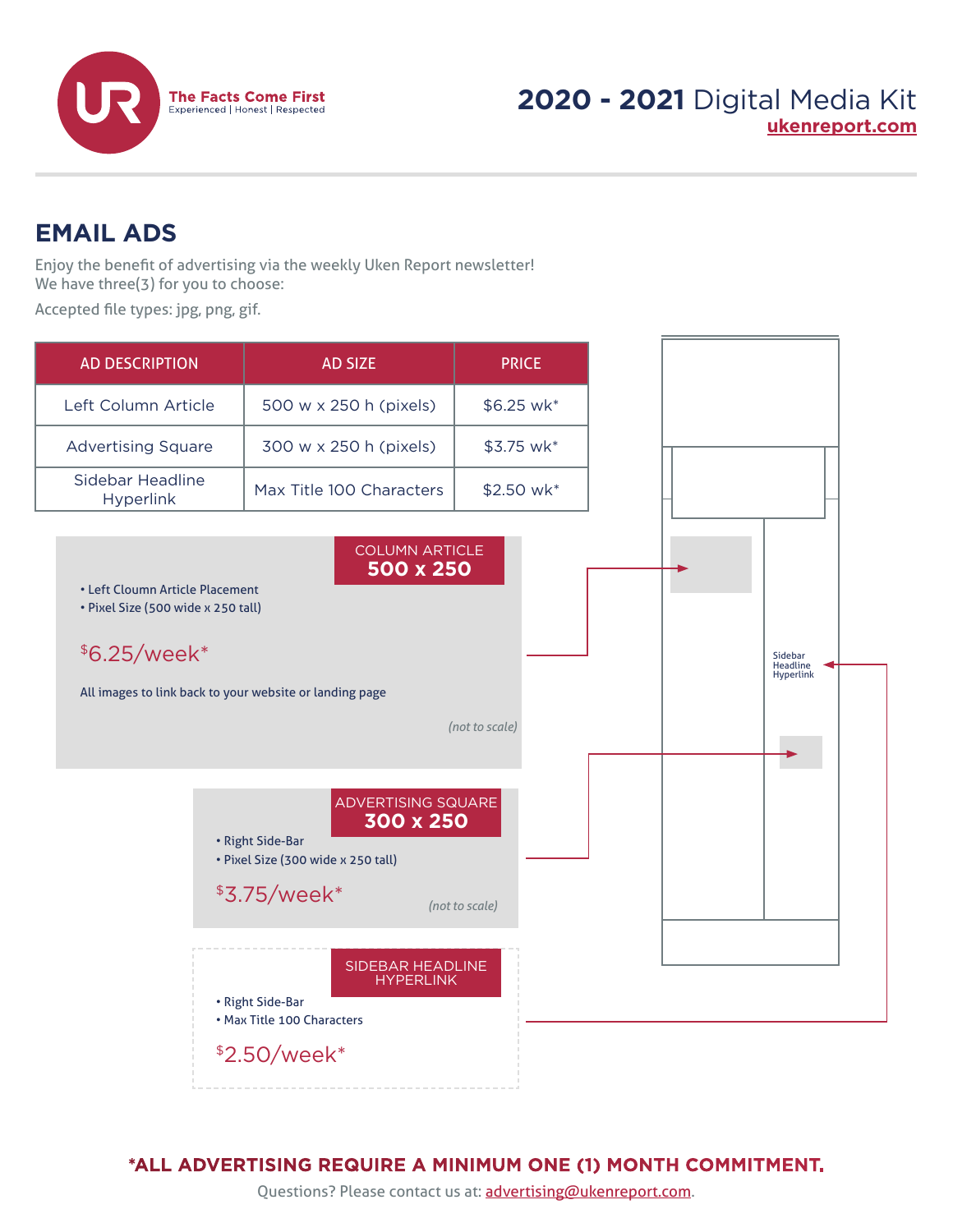The Facts Come First
Experienced | Honest | Respected

# 2020 - 2021 Digital Media Kit

ukenreport.com

## EMAIL ADS

Enjoy the benefit of advertising via the weekly Uken Report newsletter!
We have three(3) for you to choose:

Accepted file types: jpg, png, gif.

| AD DESCRIPTION | AD SIZE | PRICE |
|---|---|---|
| Left Column Article | 500 w x 250 h (pixels) | $6.25 wk* |
| Advertising Square | 300 w x 250 h (pixels) | $3.75 wk* |
| Sidebar Headline Hyperlink | Max Title 100 Characters | $2.50 wk* |

### COLUMN ARTICLE 500 x 250

- Left Cloumn Article Placement
- Pixel Size (500 wide x 250 tall)

$6.25/week*

All images to link back to your website or landing page

*(not to scale)*

### ADVERTISING SQUARE 300 x 250

- Right Side-Bar
- Pixel Size (300 wide x 250 tall)

$3.75/week*

*(not to scale)*

### SIDEBAR HEADLINE HYPERLINK

- Right Side-Bar
- Max Title 100 Characters

$2.50/week*

Sidebar Headline Hyperlink

**\*ALL ADVERTISING REQUIRE A MINIMUM ONE (1) MONTH COMMITMENT.**

Questions? Please contact us at: advertising@ukenreport.com.